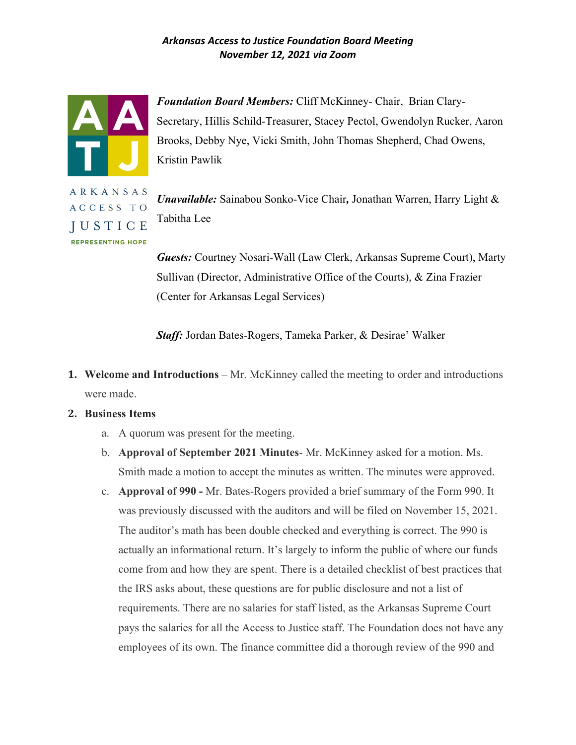***Arkansas Access to Justice Foundation Board Meeting***
***November 12, 2021 via Zoom***

ARKANSAS ACCESS TO JUSTICE
REPRESENTING HOPE

***Foundation Board Members:*** Cliff McKinney- Chair, Brian Clary-Secretary, Hillis Schild-Treasurer, Stacey Pectol, Gwendolyn Rucker, Aaron Brooks, Debby Nye, Vicki Smith, John Thomas Shepherd, Chad Owens, Kristin Pawlik

***Unavailable:*** Sainabou Sonko-Vice Chair**,** Jonathan Warren, Harry Light & Tabitha Lee

***Guests:*** Courtney Nosari-Wall (Law Clerk, Arkansas Supreme Court), Marty Sullivan (Director, Administrative Office of the Courts), & Zina Frazier (Center for Arkansas Legal Services)

***Staff:*** Jordan Bates-Rogers, Tameka Parker, & Desirae' Walker

1. **Welcome and Introductions** – Mr. McKinney called the meeting to order and introductions were made.
2. **Business Items**
   a. A quorum was present for the meeting.
   b. **Approval of September 2021 Minutes**- Mr. McKinney asked for a motion. Ms. Smith made a motion to accept the minutes as written. The minutes were approved.
   c. **Approval of 990 -** Mr. Bates-Rogers provided a brief summary of the Form 990. It was previously discussed with the auditors and will be filed on November 15, 2021. The auditor's math has been double checked and everything is correct. The 990 is actually an informational return. It's largely to inform the public of where our funds come from and how they are spent. There is a detailed checklist of best practices that the IRS asks about, these questions are for public disclosure and not a list of requirements. There are no salaries for staff listed, as the Arkansas Supreme Court pays the salaries for all the Access to Justice staff. The Foundation does not have any employees of its own. The finance committee did a thorough review of the 990 and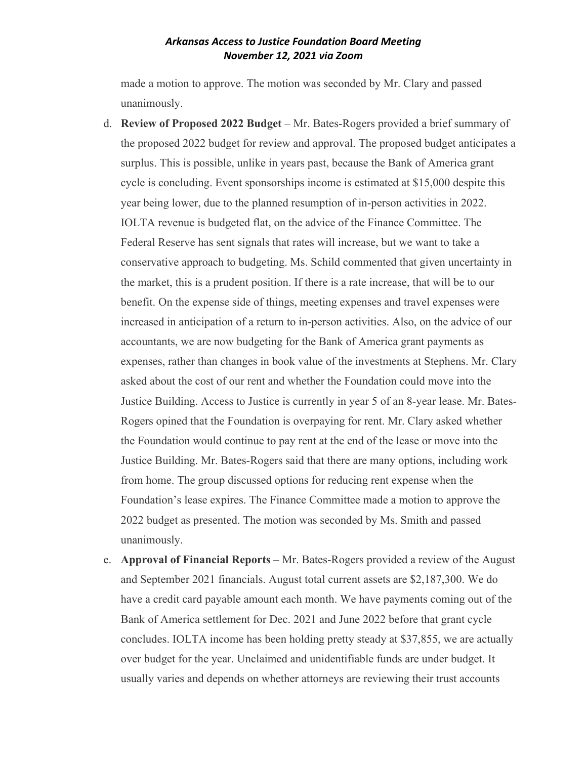made a motion to approve. The motion was seconded by Mr. Clary and passed unanimously.

d. **Review of Proposed 2022 Budget** – Mr. Bates-Rogers provided a brief summary of the proposed 2022 budget for review and approval. The proposed budget anticipates a surplus. This is possible, unlike in years past, because the Bank of America grant cycle is concluding. Event sponsorships income is estimated at $15,000 despite this year being lower, due to the planned resumption of in-person activities in 2022. IOLTA revenue is budgeted flat, on the advice of the Finance Committee. The Federal Reserve has sent signals that rates will increase, but we want to take a conservative approach to budgeting. Ms. Schild commented that given uncertainty in the market, this is a prudent position. If there is a rate increase, that will be to our benefit. On the expense side of things, meeting expenses and travel expenses were increased in anticipation of a return to in-person activities. Also, on the advice of our accountants, we are now budgeting for the Bank of America grant payments as expenses, rather than changes in book value of the investments at Stephens. Mr. Clary asked about the cost of our rent and whether the Foundation could move into the Justice Building. Access to Justice is currently in year 5 of an 8-year lease. Mr. Bates-Rogers opined that the Foundation is overpaying for rent. Mr. Clary asked whether the Foundation would continue to pay rent at the end of the lease or move into the Justice Building. Mr. Bates-Rogers said that there are many options, including work from home. The group discussed options for reducing rent expense when the Foundation's lease expires. The Finance Committee made a motion to approve the 2022 budget as presented. The motion was seconded by Ms. Smith and passed unanimously.

e. **Approval of Financial Reports** – Mr. Bates-Rogers provided a review of the August and September 2021 financials. August total current assets are $2,187,300. We do have a credit card payable amount each month. We have payments coming out of the Bank of America settlement for Dec. 2021 and June 2022 before that grant cycle concludes. IOLTA income has been holding pretty steady at $37,855, we are actually over budget for the year. Unclaimed and unidentifiable funds are under budget. It usually varies and depends on whether attorneys are reviewing their trust accounts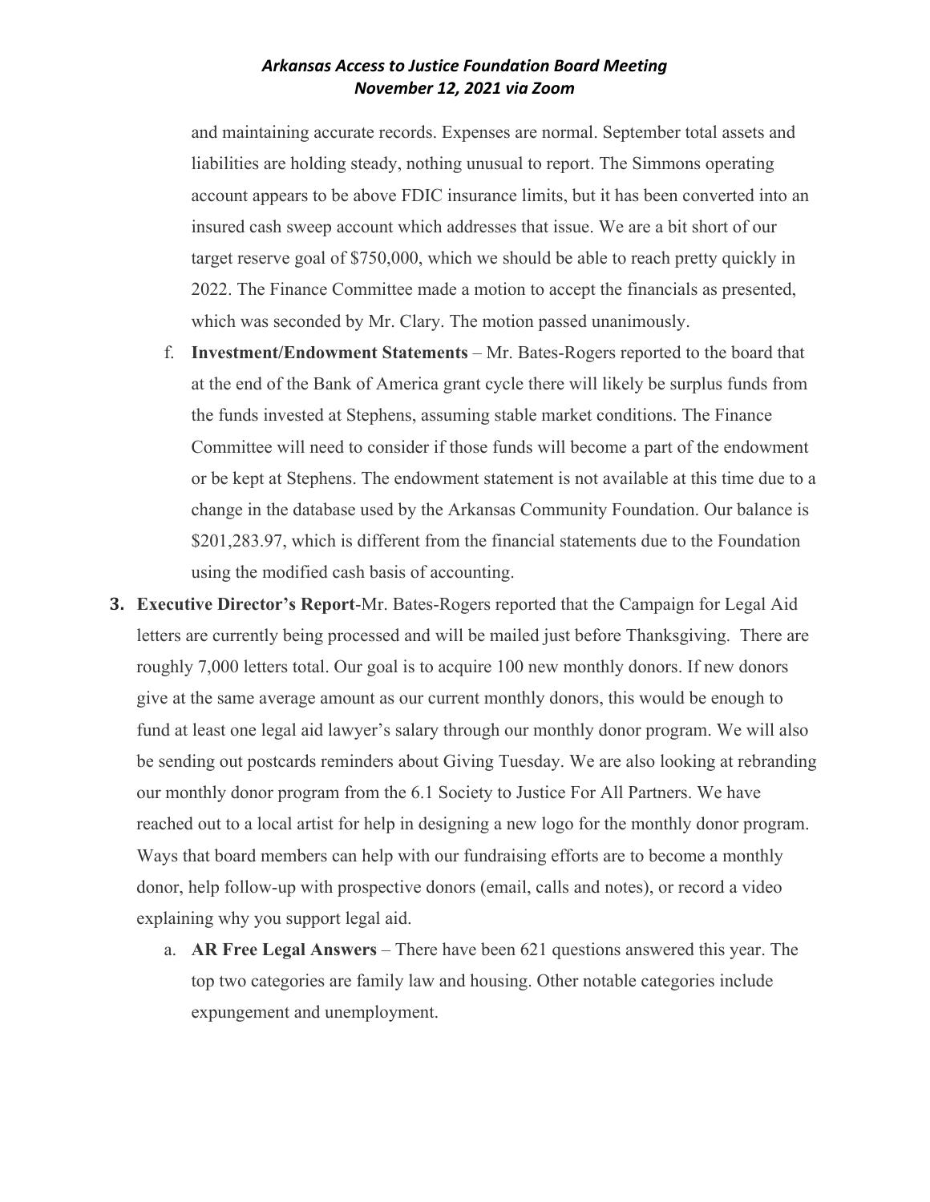and maintaining accurate records. Expenses are normal. September total assets and liabilities are holding steady, nothing unusual to report. The Simmons operating account appears to be above FDIC insurance limits, but it has been converted into an insured cash sweep account which addresses that issue. We are a bit short of our target reserve goal of $750,000, which we should be able to reach pretty quickly in 2022. The Finance Committee made a motion to accept the financials as presented, which was seconded by Mr. Clary. The motion passed unanimously.

f. **Investment/Endowment Statements** – Mr. Bates-Rogers reported to the board that at the end of the Bank of America grant cycle there will likely be surplus funds from the funds invested at Stephens, assuming stable market conditions. The Finance Committee will need to consider if those funds will become a part of the endowment or be kept at Stephens. The endowment statement is not available at this time due to a change in the database used by the Arkansas Community Foundation. Our balance is $201,283.97, which is different from the financial statements due to the Foundation using the modified cash basis of accounting.

3. **Executive Director's Report**-Mr. Bates-Rogers reported that the Campaign for Legal Aid letters are currently being processed and will be mailed just before Thanksgiving. There are roughly 7,000 letters total. Our goal is to acquire 100 new monthly donors. If new donors give at the same average amount as our current monthly donors, this would be enough to fund at least one legal aid lawyer's salary through our monthly donor program. We will also be sending out postcards reminders about Giving Tuesday. We are also looking at rebranding our monthly donor program from the 6.1 Society to Justice For All Partners. We have reached out to a local artist for help in designing a new logo for the monthly donor program. Ways that board members can help with our fundraising efforts are to become a monthly donor, help follow-up with prospective donors (email, calls and notes), or record a video explaining why you support legal aid.

   a. **AR Free Legal Answers** – There have been 621 questions answered this year. The top two categories are family law and housing. Other notable categories include expungement and unemployment.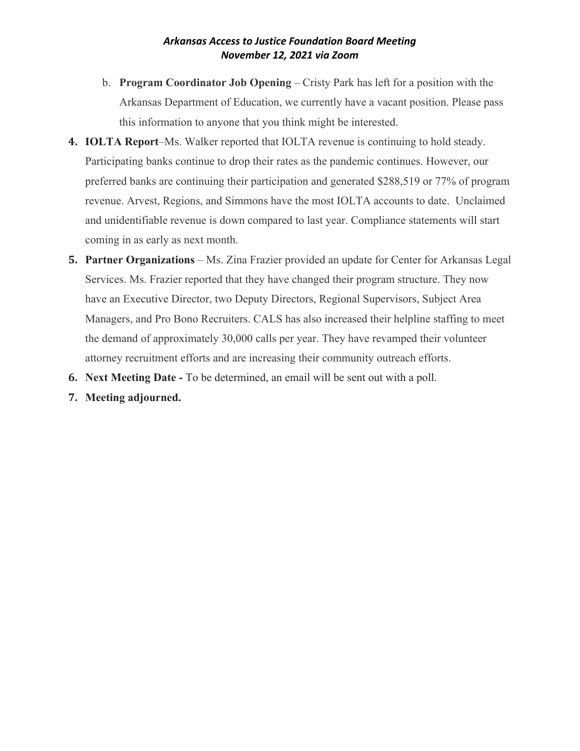b. **Program Coordinator Job Opening** – Cristy Park has left for a position with the Arkansas Department of Education, we currently have a vacant position. Please pass this information to anyone that you think might be interested.

4. **IOLTA Report**–Ms. Walker reported that IOLTA revenue is continuing to hold steady. Participating banks continue to drop their rates as the pandemic continues. However, our preferred banks are continuing their participation and generated $288,519 or 77% of program revenue. Arvest, Regions, and Simmons have the most IOLTA accounts to date. Unclaimed and unidentifiable revenue is down compared to last year. Compliance statements will start coming in as early as next month.
5. **Partner Organizations** – Ms. Zina Frazier provided an update for Center for Arkansas Legal Services. Ms. Frazier reported that they have changed their program structure. They now have an Executive Director, two Deputy Directors, Regional Supervisors, Subject Area Managers, and Pro Bono Recruiters. CALS has also increased their helpline staffing to meet the demand of approximately 30,000 calls per year. They have revamped their volunteer attorney recruitment efforts and are increasing their community outreach efforts.
6. **Next Meeting Date -** To be determined, an email will be sent out with a poll.
7. **Meeting adjourned.**